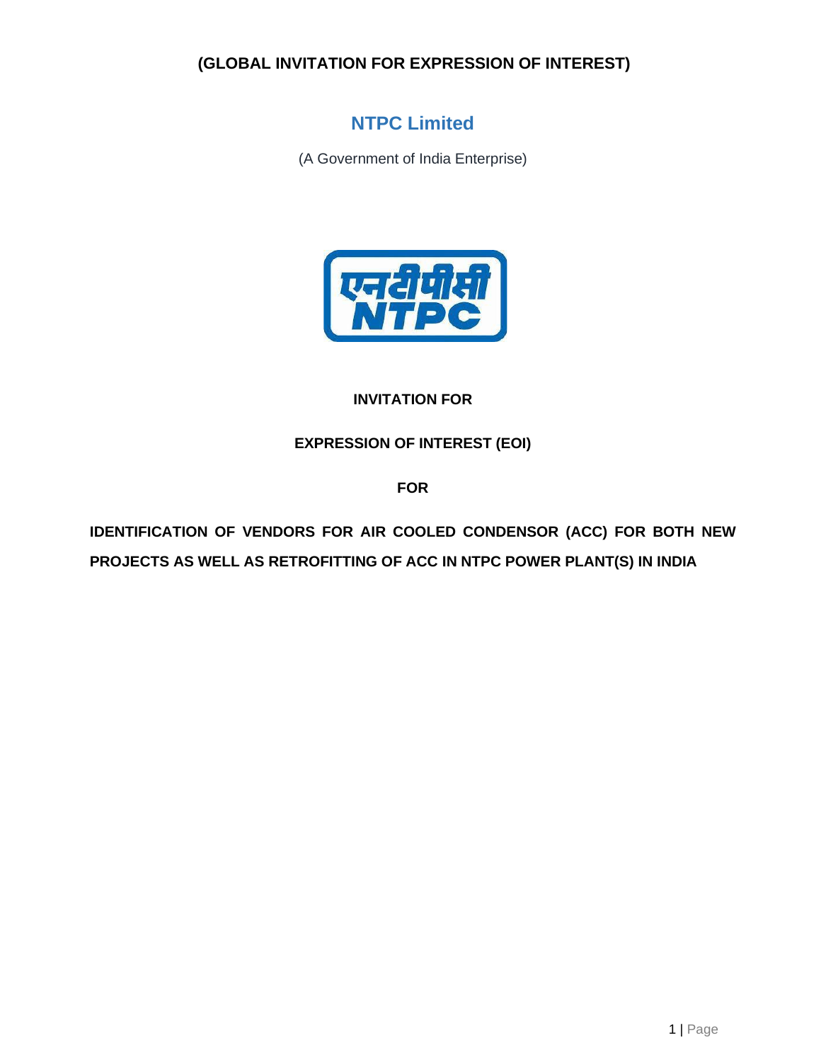**(GLOBAL INVITATION FOR EXPRESSION OF INTEREST)**

# NTPC Limited

(A Government of India Enterprise)

**INVITATION FOR**

**EXPRESSION OF INTEREST (EOI)**

**FOR**

**IDENTIFICATION OF VENDORS FOR AIR COOLED CONDENSOR (ACC) FOR BOTH NEW PROJECTS AS WELL AS RETROFITTING OF ACC IN NTPC POWER PLANT(S) IN INDIA**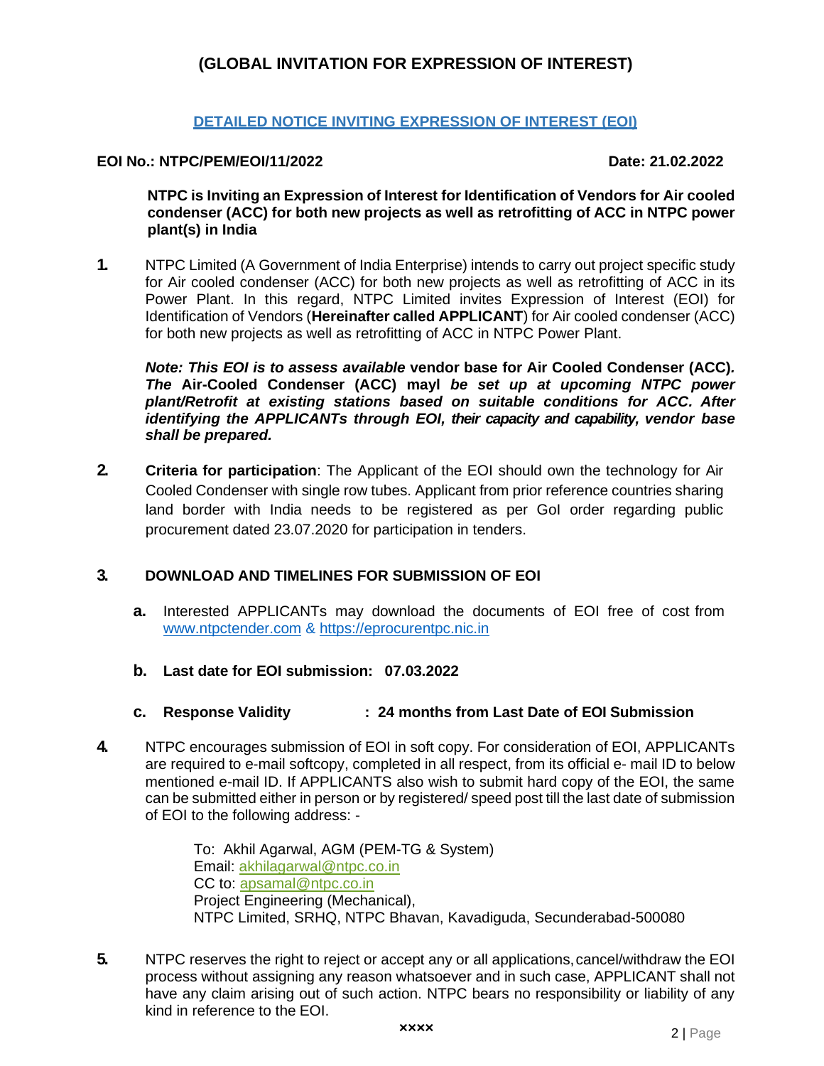# (GLOBAL INVITATION FOR EXPRESSION OF INTEREST)

## DETAILED NOTICE INVITING EXPRESSION OF INTEREST (EOI)

**EOI No.: NTPC/PEM/EOI/11/2022** **Date: 21.02.2022**

**NTPC is Inviting an Expression of Interest for Identification of Vendors for Air cooled condenser (ACC) for both new projects as well as retrofitting of ACC in NTPC power plant(s) in India**

**1.** NTPC Limited (A Government of India Enterprise) intends to carry out project specific study for Air cooled condenser (ACC) for both new projects as well as retrofitting of ACC in its Power Plant. In this regard, NTPC Limited invites Expression of Interest (EOI) for Identification of Vendors (**Hereinafter called APPLICANT**) for Air cooled condenser (ACC) for both new projects as well as retrofitting of ACC in NTPC Power Plant.

***Note: This EOI is to assess available* vendor base for Air Cooled Condenser (ACC)*. The* Air-Cooled Condenser (ACC) mayl *be set up at upcoming NTPC power plant/Retrofit at existing stations based on suitable conditions for ACC. After identifying the APPLICANTs through EOI, their capacity and capability, vendor base shall be prepared.***

**2.** **Criteria for participation**: The Applicant of the EOI should own the technology for Air Cooled Condenser with single row tubes. Applicant from prior reference countries sharing land border with India needs to be registered as per GoI order regarding public procurement dated 23.07.2020 for participation in tenders.

**3.** **DOWNLOAD AND TIMELINES FOR SUBMISSION OF EOI**

**a.** Interested APPLICANTs may download the documents of EOI free of cost from www.ntpctender.com & https://eprocurentpc.nic.in

**b.** **Last date for EOI submission: 07.03.2022**

**c.** **Response Validity : 24 months from Last Date of EOI Submission**

**4.** NTPC encourages submission of EOI in soft copy. For consideration of EOI, APPLICANTs are required to e-mail softcopy, completed in all respect, from its official e- mail ID to below mentioned e-mail ID. If APPLICANTS also wish to submit hard copy of the EOI, the same can be submitted either in person or by registered/ speed post till the last date of submission of EOI to the following address: -

To: Akhil Agarwal, AGM (PEM-TG & System)
Email: akhilagarwal@ntpc.co.in
CC to: apsamal@ntpc.co.in
Project Engineering (Mechanical),
NTPC Limited, SRHQ, NTPC Bhavan, Kavadiguda, Secunderabad-500080

**5.** NTPC reserves the right to reject or accept any or all applications, cancel/withdraw the EOI process without assigning any reason whatsoever and in such case, APPLICANT shall not have any claim arising out of such action. NTPC bears no responsibility or liability of any kind in reference to the EOI.

xxxx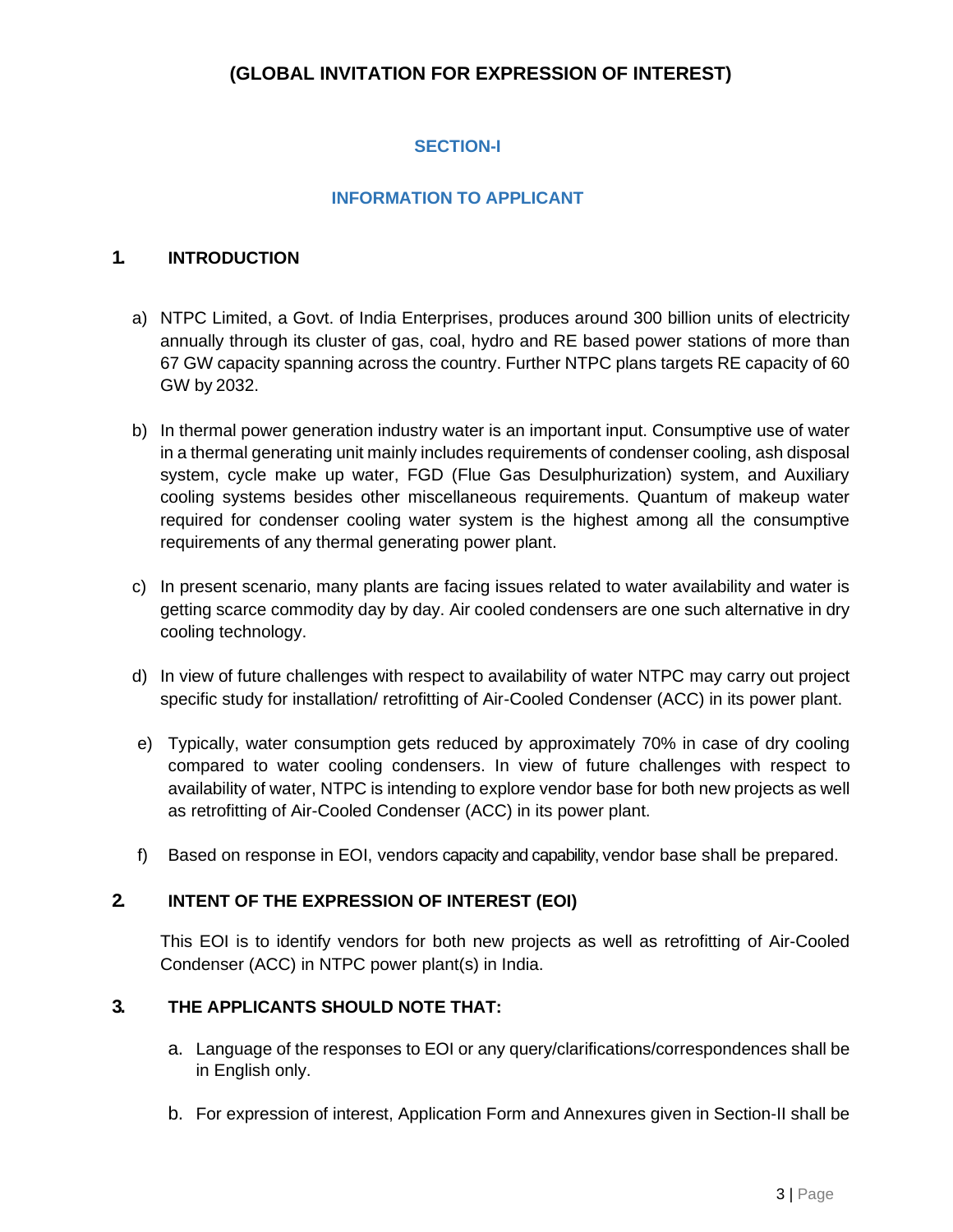# (GLOBAL INVITATION FOR EXPRESSION OF INTEREST)

## SECTION-I

## INFORMATION TO APPLICANT

### 1. INTRODUCTION

a) NTPC Limited, a Govt. of India Enterprises, produces around 300 billion units of electricity annually through its cluster of gas, coal, hydro and RE based power stations of more than 67 GW capacity spanning across the country. Further NTPC plans targets RE capacity of 60 GW by 2032.

b) In thermal power generation industry water is an important input. Consumptive use of water in a thermal generating unit mainly includes requirements of condenser cooling, ash disposal system, cycle make up water, FGD (Flue Gas Desulphurization) system, and Auxiliary cooling systems besides other miscellaneous requirements. Quantum of makeup water required for condenser cooling water system is the highest among all the consumptive requirements of any thermal generating power plant.

c) In present scenario, many plants are facing issues related to water availability and water is getting scarce commodity day by day. Air cooled condensers are one such alternative in dry cooling technology.

d) In view of future challenges with respect to availability of water NTPC may carry out project specific study for installation/ retrofitting of Air-Cooled Condenser (ACC) in its power plant.

e) Typically, water consumption gets reduced by approximately 70% in case of dry cooling compared to water cooling condensers. In view of future challenges with respect to availability of water, NTPC is intending to explore vendor base for both new projects as well as retrofitting of Air-Cooled Condenser (ACC) in its power plant.

f) Based on response in EOI, vendors capacity and capability, vendor base shall be prepared.

### 2. INTENT OF THE EXPRESSION OF INTEREST (EOI)

This EOI is to identify vendors for both new projects as well as retrofitting of Air-Cooled Condenser (ACC) in NTPC power plant(s) in India.

### 3. THE APPLICANTS SHOULD NOTE THAT:

a. Language of the responses to EOI or any query/clarifications/correspondences shall be in English only.

b. For expression of interest, Application Form and Annexures given in Section-II shall be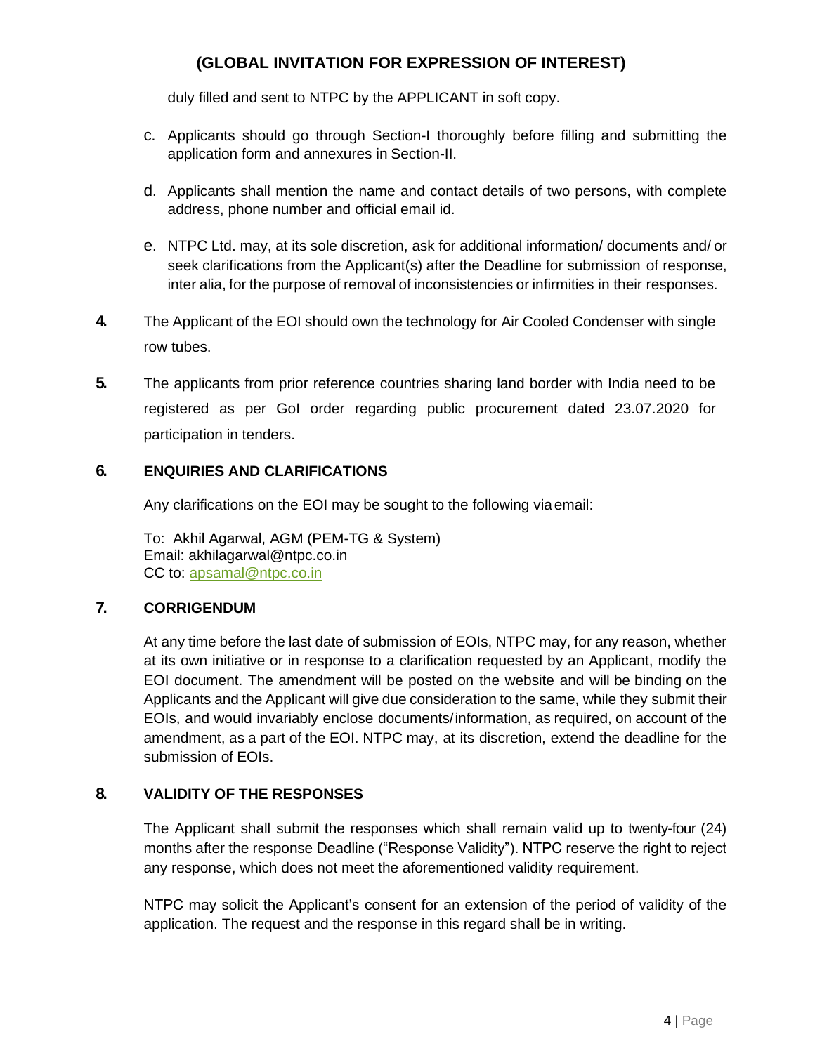duly filled and sent to NTPC by the APPLICANT in soft copy.

c. Applicants should go through Section-I thoroughly before filling and submitting the application form and annexures in Section-II.

d. Applicants shall mention the name and contact details of two persons, with complete address, phone number and official email id.

e. NTPC Ltd. may, at its sole discretion, ask for additional information/ documents and/ or seek clarifications from the Applicant(s) after the Deadline for submission of response, inter alia, for the purpose of removal of inconsistencies or infirmities in their responses.

**4.** The Applicant of the EOI should own the technology for Air Cooled Condenser with single row tubes.

**5.** The applicants from prior reference countries sharing land border with India need to be registered as per GoI order regarding public procurement dated 23.07.2020 for participation in tenders.

## 6. ENQUIRIES AND CLARIFICATIONS

Any clarifications on the EOI may be sought to the following via email:

To: Akhil Agarwal, AGM (PEM-TG & System)
Email: akhilagarwal@ntpc.co.in
CC to: apsamal@ntpc.co.in

## 7. CORRIGENDUM

At any time before the last date of submission of EOIs, NTPC may, for any reason, whether at its own initiative or in response to a clarification requested by an Applicant, modify the EOI document. The amendment will be posted on the website and will be binding on the Applicants and the Applicant will give due consideration to the same, while they submit their EOIs, and would invariably enclose documents/information, as required, on account of the amendment, as a part of the EOI. NTPC may, at its discretion, extend the deadline for the submission of EOIs.

## 8. VALIDITY OF THE RESPONSES

The Applicant shall submit the responses which shall remain valid up to twenty-four (24) months after the response Deadline ("Response Validity"). NTPC reserve the right to reject any response, which does not meet the aforementioned validity requirement.

NTPC may solicit the Applicant's consent for an extension of the period of validity of the application. The request and the response in this regard shall be in writing.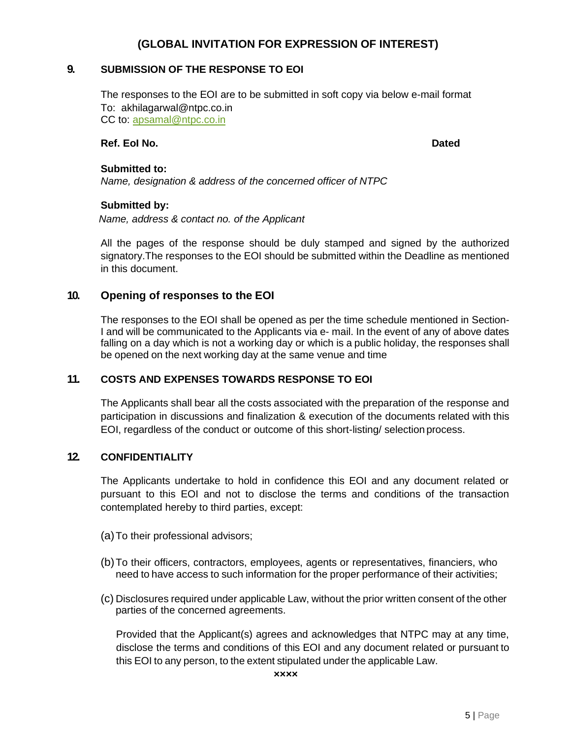## (GLOBAL INVITATION FOR EXPRESSION OF INTEREST)

### 9. SUBMISSION OF THE RESPONSE TO EOI

The responses to the EOI are to be submitted in soft copy via below e-mail format
To: akhilagarwal@ntpc.co.in
CC to: apsamal@ntpc.co.in

**Ref. EoI No.** **Dated**

**Submitted to:**
*Name, designation & address of the concerned officer of NTPC*

**Submitted by:**
*Name, address & contact no. of the Applicant*

All the pages of the response should be duly stamped and signed by the authorized signatory.The responses to the EOI should be submitted within the Deadline as mentioned in this document.

### 10. Opening of responses to the EOI

The responses to the EOI shall be opened as per the time schedule mentioned in Section-I and will be communicated to the Applicants via e- mail. In the event of any of above dates falling on a day which is not a working day or which is a public holiday, the responses shall be opened on the next working day at the same venue and time

### 11. COSTS AND EXPENSES TOWARDS RESPONSE TO EOI

The Applicants shall bear all the costs associated with the preparation of the response and participation in discussions and finalization & execution of the documents related with this EOI, regardless of the conduct or outcome of this short-listing/ selection process.

### 12. CONFIDENTIALITY

The Applicants undertake to hold in confidence this EOI and any document related or pursuant to this EOI and not to disclose the terms and conditions of the transaction contemplated hereby to third parties, except:

(a) To their professional advisors;

(b) To their officers, contractors, employees, agents or representatives, financiers, who need to have access to such information for the proper performance of their activities;

(c) Disclosures required under applicable Law, without the prior written consent of the other parties of the concerned agreements.

Provided that the Applicant(s) agrees and acknowledges that NTPC may at any time, disclose the terms and conditions of this EOI and any document related or pursuant to this EOI to any person, to the extent stipulated under the applicable Law.

××××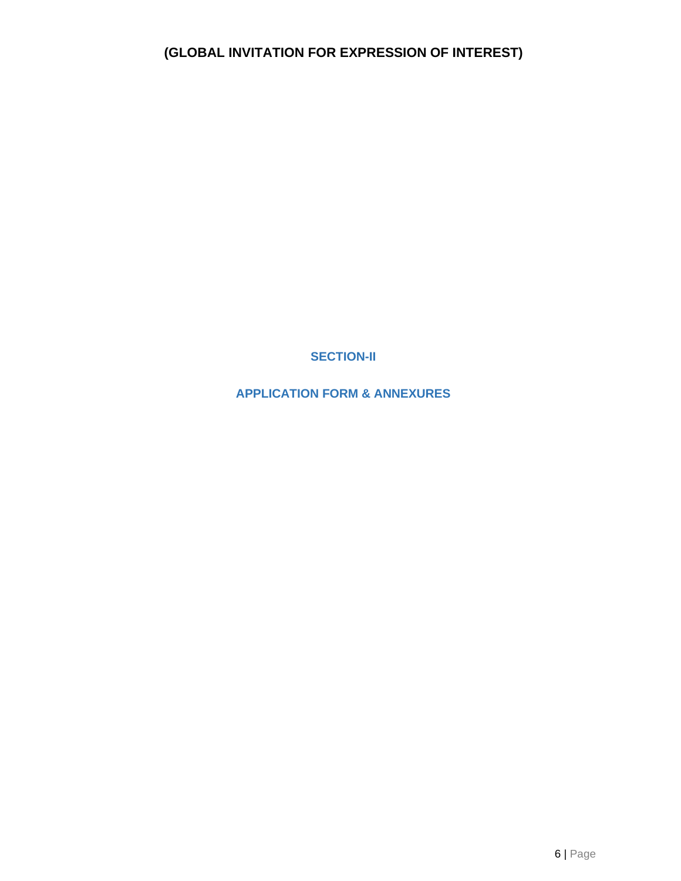**(GLOBAL INVITATION FOR EXPRESSION OF INTEREST)**

## SECTION-II

## APPLICATION FORM & ANNEXURES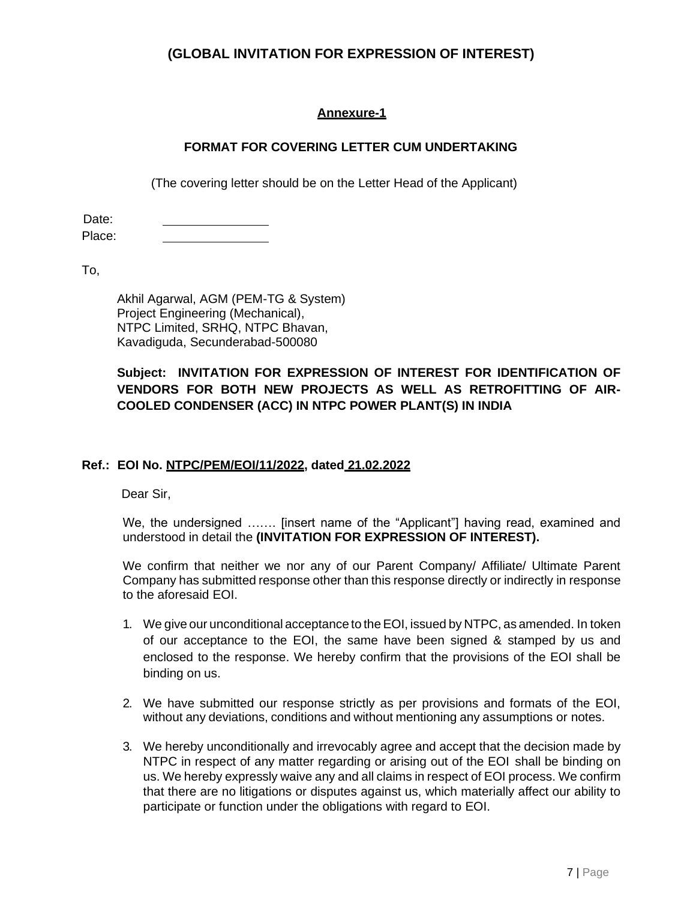## (GLOBAL INVITATION FOR EXPRESSION OF INTEREST)

### Annexure-1

### FORMAT FOR COVERING LETTER CUM UNDERTAKING

(The covering letter should be on the Letter Head of the Applicant)

Date: ______________

Place: ______________

To,

Akhil Agarwal, AGM (PEM-TG & System)
Project Engineering (Mechanical),
NTPC Limited, SRHQ, NTPC Bhavan,
Kavadiguda, Secunderabad-500080

**Subject: INVITATION FOR EXPRESSION OF INTEREST FOR IDENTIFICATION OF VENDORS FOR BOTH NEW PROJECTS AS WELL AS RETROFITTING OF AIR-COOLED CONDENSER (ACC) IN NTPC POWER PLANT(S) IN INDIA**

**Ref.: EOI No. NTPC/PEM/EOI/11/2022, dated 21.02.2022**

Dear Sir,

We, the undersigned ……. [insert name of the "Applicant"] having read, examined and understood in detail the **(INVITATION FOR EXPRESSION OF INTEREST).**

We confirm that neither we nor any of our Parent Company/ Affiliate/ Ultimate Parent Company has submitted response other than this response directly or indirectly in response to the aforesaid EOI.

1. We give our unconditional acceptance to the EOI, issued by NTPC, as amended. In token of our acceptance to the EOI, the same have been signed & stamped by us and enclosed to the response. We hereby confirm that the provisions of the EOI shall be binding on us.

2. We have submitted our response strictly as per provisions and formats of the EOI, without any deviations, conditions and without mentioning any assumptions or notes.

3. We hereby unconditionally and irrevocably agree and accept that the decision made by NTPC in respect of any matter regarding or arising out of the EOI shall be binding on us. We hereby expressly waive any and all claims in respect of EOI process. We confirm that there are no litigations or disputes against us, which materially affect our ability to participate or function under the obligations with regard to EOI.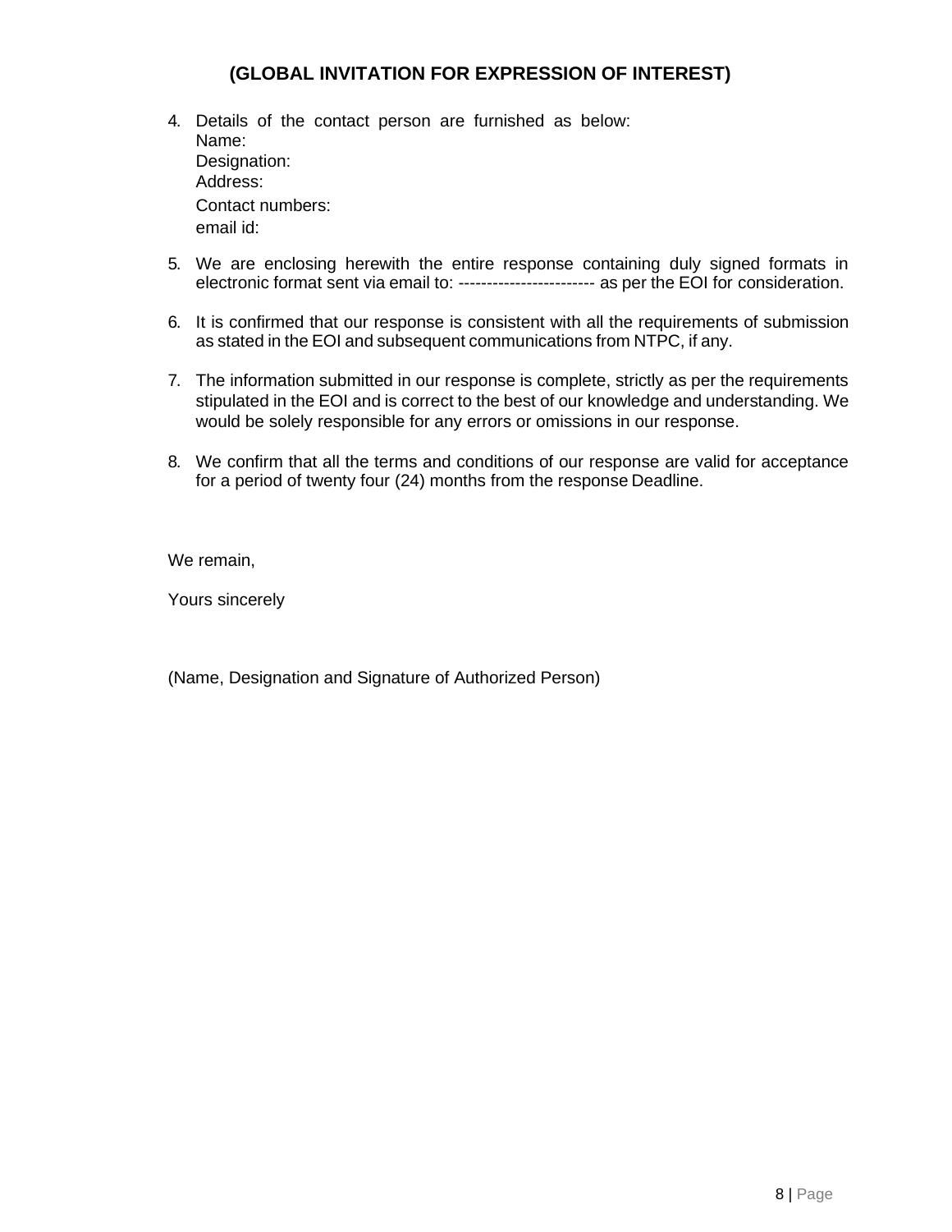**(GLOBAL INVITATION FOR EXPRESSION OF INTEREST)**

4. Details of the contact person are furnished as below:
   Name:
   Designation:
   Address:
   Contact numbers:
   email id:

5. We are enclosing herewith the entire response containing duly signed formats in electronic format sent via email to: ----------------------- as per the EOI for consideration.

6. It is confirmed that our response is consistent with all the requirements of submission as stated in the EOI and subsequent communications from NTPC, if any.

7. The information submitted in our response is complete, strictly as per the requirements stipulated in the EOI and is correct to the best of our knowledge and understanding. We would be solely responsible for any errors or omissions in our response.

8. We confirm that all the terms and conditions of our response are valid for acceptance for a period of twenty four (24) months from the response Deadline.

We remain,

Yours sincerely

(Name, Designation and Signature of Authorized Person)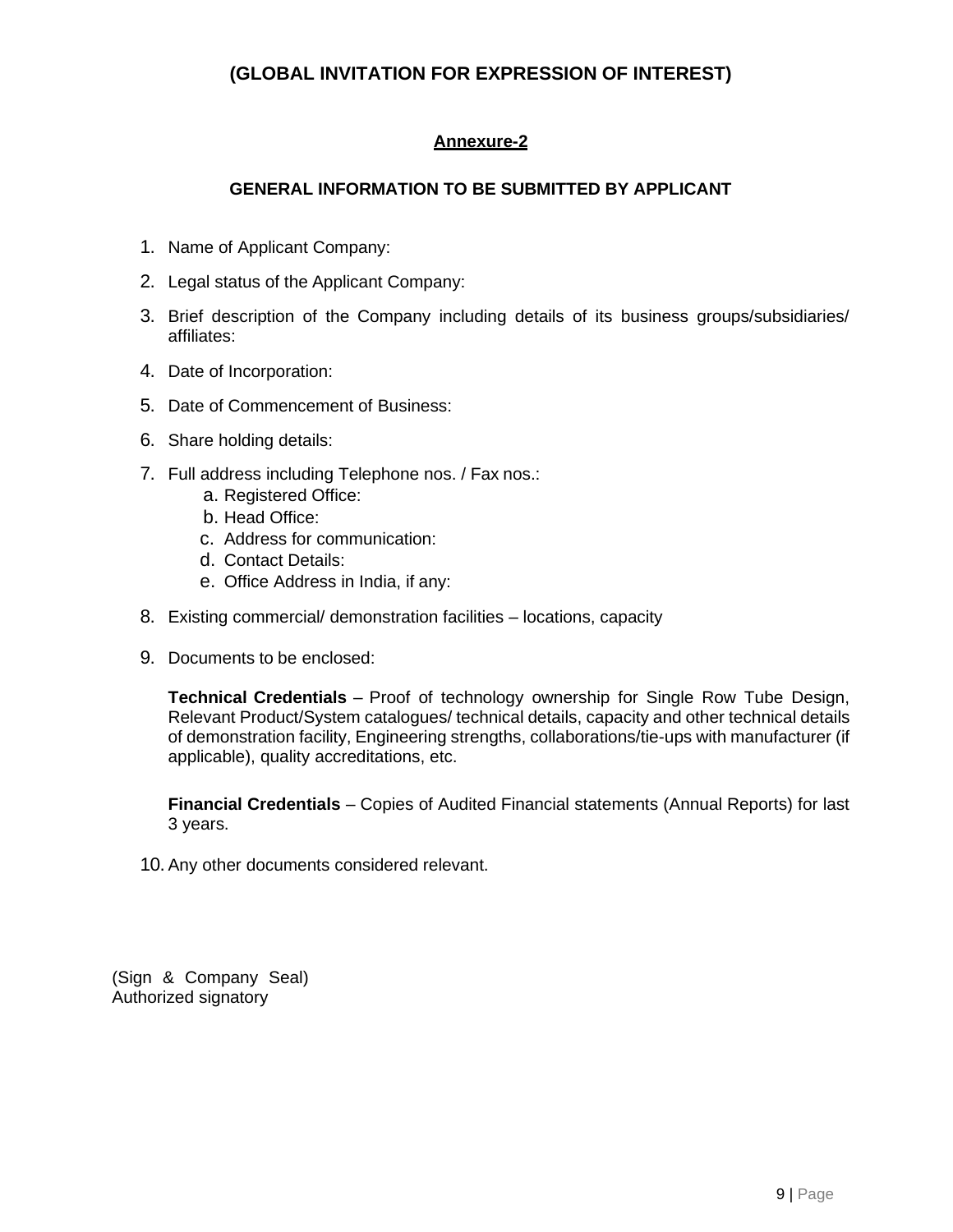## (GLOBAL INVITATION FOR EXPRESSION OF INTEREST)

### Annexure-2

### GENERAL INFORMATION TO BE SUBMITTED BY APPLICANT

1. Name of Applicant Company:
2. Legal status of the Applicant Company:
3. Brief description of the Company including details of its business groups/subsidiaries/ affiliates:
4. Date of Incorporation:
5. Date of Commencement of Business:
6. Share holding details:
7. Full address including Telephone nos. / Fax nos.:
   a. Registered Office:
   b. Head Office:
   c. Address for communication:
   d. Contact Details:
   e. Office Address in India, if any:
8. Existing commercial/ demonstration facilities – locations, capacity
9. Documents to be enclosed:

   **Technical Credentials** – Proof of technology ownership for Single Row Tube Design, Relevant Product/System catalogues/ technical details, capacity and other technical details of demonstration facility, Engineering strengths, collaborations/tie-ups with manufacturer (if applicable), quality accreditations, etc.

   **Financial Credentials** – Copies of Audited Financial statements (Annual Reports) for last 3 years.

10. Any other documents considered relevant.

(Sign & Company Seal)
Authorized signatory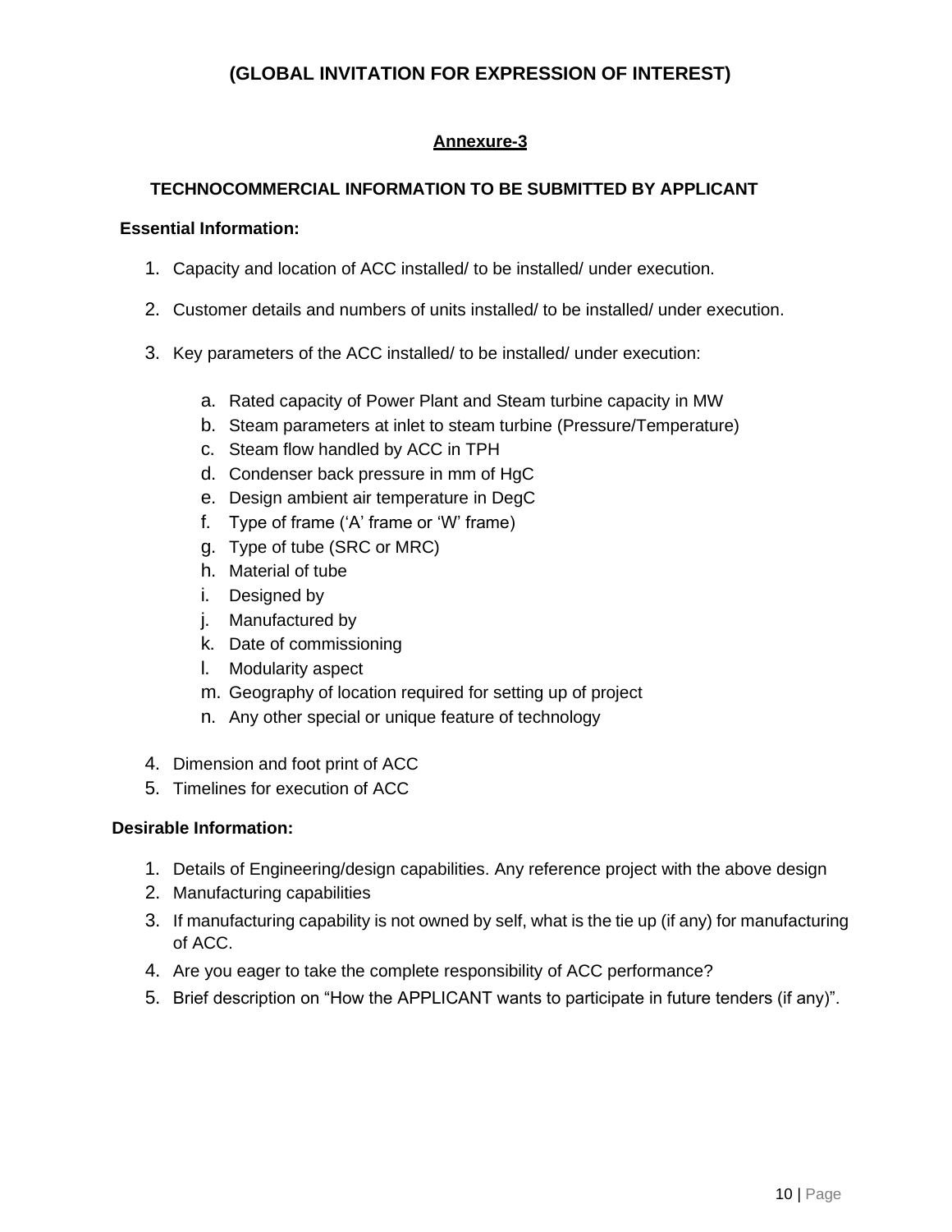# (GLOBAL INVITATION FOR EXPRESSION OF INTEREST)

## Annexure-3

### TECHNOCOMMERCIAL INFORMATION TO BE SUBMITTED BY APPLICANT

**Essential Information:**

1. Capacity and location of ACC installed/ to be installed/ under execution.

2. Customer details and numbers of units installed/ to be installed/ under execution.

3. Key parameters of the ACC installed/ to be installed/ under execution:

    a. Rated capacity of Power Plant and Steam turbine capacity in MW
    b. Steam parameters at inlet to steam turbine (Pressure/Temperature)
    c. Steam flow handled by ACC in TPH
    d. Condenser back pressure in mm of HgC
    e. Design ambient air temperature in DegC
    f. Type of frame ('A' frame or 'W' frame)
    g. Type of tube (SRC or MRC)
    h. Material of tube
    i. Designed by
    j. Manufactured by
    k. Date of commissioning
    l. Modularity aspect
    m. Geography of location required for setting up of project
    n. Any other special or unique feature of technology

4. Dimension and foot print of ACC
5. Timelines for execution of ACC

**Desirable Information:**

1. Details of Engineering/design capabilities. Any reference project with the above design
2. Manufacturing capabilities
3. If manufacturing capability is not owned by self, what is the tie up (if any) for manufacturing of ACC.
4. Are you eager to take the complete responsibility of ACC performance?
5. Brief description on "How the APPLICANT wants to participate in future tenders (if any)".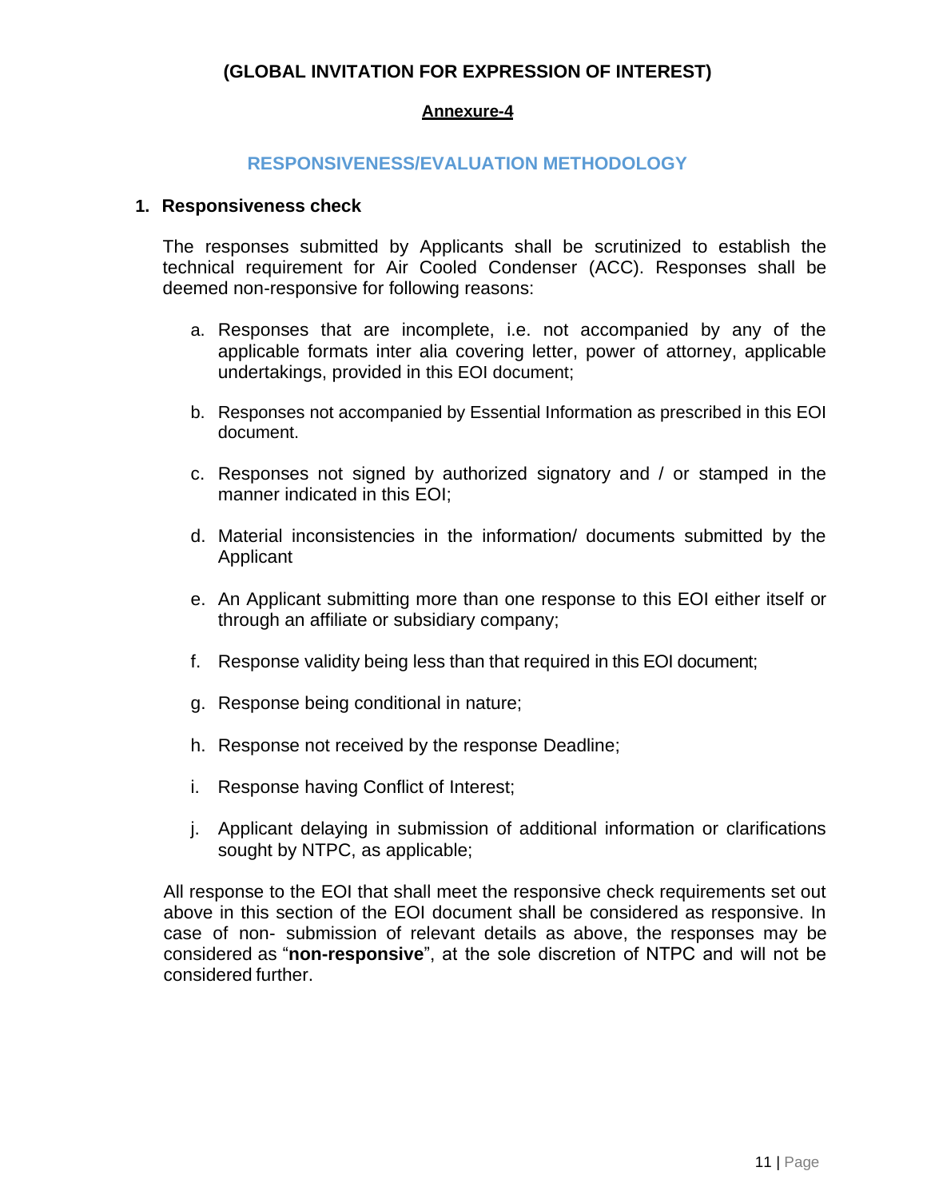**(GLOBAL INVITATION FOR EXPRESSION OF INTEREST)**

**Annexure-4**

## RESPONSIVENESS/EVALUATION METHODOLOGY

### 1. Responsiveness check

The responses submitted by Applicants shall be scrutinized to establish the technical requirement for Air Cooled Condenser (ACC). Responses shall be deemed non-responsive for following reasons:

a. Responses that are incomplete, i.e. not accompanied by any of the applicable formats inter alia covering letter, power of attorney, applicable undertakings, provided in this EOI document;

b. Responses not accompanied by Essential Information as prescribed in this EOI document.

c. Responses not signed by authorized signatory and / or stamped in the manner indicated in this EOI;

d. Material inconsistencies in the information/ documents submitted by the Applicant

e. An Applicant submitting more than one response to this EOI either itself or through an affiliate or subsidiary company;

f. Response validity being less than that required in this EOI document;

g. Response being conditional in nature;

h. Response not received by the response Deadline;

i. Response having Conflict of Interest;

j. Applicant delaying in submission of additional information or clarifications sought by NTPC, as applicable;

All response to the EOI that shall meet the responsive check requirements set out above in this section of the EOI document shall be considered as responsive. In case of non- submission of relevant details as above, the responses may be considered as "**non-responsive**", at the sole discretion of NTPC and will not be considered further.